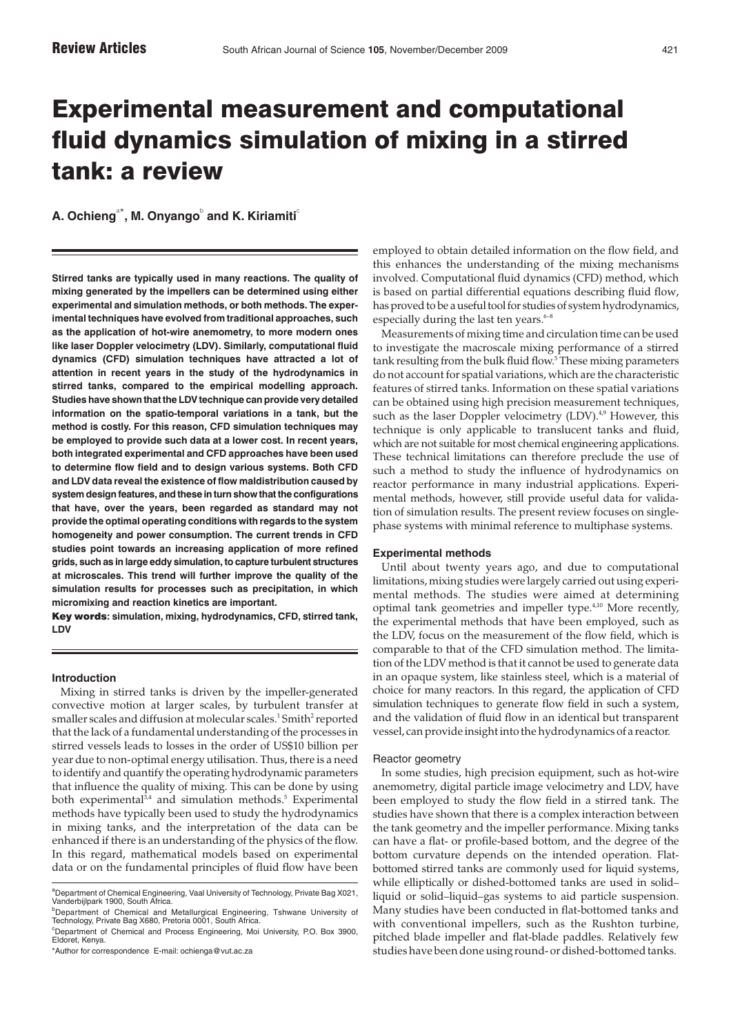# Experimental measurement and computational fluid dynamics simulation of mixing in a stirred tank: a review

**A. Ochieng[a*], M. Onyango[b] and K. Kiriamiti[c]**

**Stirred tanks are typically used in many reactions. The quality of mixing generated by the impellers can be determined using either experimental and simulation methods, or both methods. The experimental techniques have evolved from traditional approaches, such as the application of hot-wire anemometry, to more modern ones like laser Doppler velocimetry (LDV). Similarly, computational fluid dynamics (CFD) simulation techniques have attracted a lot of attention in recent years in the study of the hydrodynamics in stirred tanks, compared to the empirical modelling approach. Studies have shown that the LDV technique can provide very detailed information on the spatio-temporal variations in a tank, but the method is costly. For this reason, CFD simulation techniques may be employed to provide such data at a lower cost. In recent years, both integrated experimental and CFD approaches have been used to determine flow field and to design various systems. Both CFD and LDV data reveal the existence of flow maldistribution caused by system design features, and these in turn show that the configurations that have, over the years, been regarded as standard may not provide the optimal operating conditions with regards to the system homogeneity and power consumption. The current trends in CFD studies point towards an increasing application of more refined grids, such as in large eddy simulation, to capture turbulent structures at microscales. This trend will further improve the quality of the simulation results for processes such as precipitation, in which micromixing and reaction kinetics are important.**

**Key words: simulation, mixing, hydrodynamics, CFD, stirred tank, LDV**

## Introduction

Mixing in stirred tanks is driven by the impeller-generated convective motion at larger scales, by turbulent transfer at smaller scales and diffusion at molecular scales.[1] Smith[2] reported that the lack of a fundamental understanding of the processes in stirred vessels leads to losses in the order of US$10 billion per year due to non-optimal energy utilisation. Thus, there is a need to identify and quantify the operating hydrodynamic parameters that influence the quality of mixing. This can be done by using both experimental[3,4] and simulation methods.[5] Experimental methods have typically been used to study the hydrodynamics in mixing tanks, and the interpretation of the data can be enhanced if there is an understanding of the physics of the flow. In this regard, mathematical models based on experimental data or on the fundamental principles of fluid flow have been employed to obtain detailed information on the flow field, and this enhances the understanding of the mixing mechanisms involved. Computational fluid dynamics (CFD) method, which is based on partial differential equations describing fluid flow, has proved to be a useful tool for studies of system hydrodynamics, especially during the last ten years.[6–8]

Measurements of mixing time and circulation time can be used to investigate the macroscale mixing performance of a stirred tank resulting from the bulk fluid flow.[5] These mixing parameters do not account for spatial variations, which are the characteristic features of stirred tanks. Information on these spatial variations can be obtained using high precision measurement techniques, such as the laser Doppler velocimetry (LDV).[4,9] However, this technique is only applicable to translucent tanks and fluid, which are not suitable for most chemical engineering applications. These technical limitations can therefore preclude the use of such a method to study the influence of hydrodynamics on reactor performance in many industrial applications. Experimental methods, however, still provide useful data for validation of simulation results. The present review focuses on single-phase systems with minimal reference to multiphase systems.

## Experimental methods

Until about twenty years ago, and due to computational limitations, mixing studies were largely carried out using experimental methods. The studies were aimed at determining optimal tank geometries and impeller type.[4,10] More recently, the experimental methods that have been employed, such as the LDV, focus on the measurement of the flow field, which is comparable to that of the CFD simulation method. The limitation of the LDV method is that it cannot be used to generate data in an opaque system, like stainless steel, which is a material of choice for many reactors. In this regard, the application of CFD simulation techniques to generate flow field in such a system, and the validation of fluid flow in an identical but transparent vessel, can provide insight into the hydrodynamics of a reactor.

### Reactor geometry

In some studies, high precision equipment, such as hot-wire anemometry, digital particle image velocimetry and LDV, have been employed to study the flow field in a stirred tank. The studies have shown that there is a complex interaction between the tank geometry and the impeller performance. Mixing tanks can have a flat- or profile-based bottom, and the degree of the bottom curvature depends on the intended operation. Flat-bottomed stirred tanks are commonly used for liquid systems, while elliptically or dished-bottomed tanks are used in solid–liquid or solid–liquid–gas systems to aid particle suspension. Many studies have been conducted in flat-bottomed tanks and with conventional impellers, such as the Rushton turbine, pitched blade impeller and flat-blade paddles. Relatively few studies have been done using round- or dished-bottomed tanks.

---

[a] Department of Chemical Engineering, Vaal University of Technology, Private Bag X021, Vanderbijlpark 1900, South Africa.

[b] Department of Chemical and Metallurgical Engineering, Tshwane University of Technology, Private Bag X680, Pretoria 0001, South Africa.

[c] Department of Chemical and Process Engineering, Moi University, P.O. Box 3900, Eldoret, Kenya.

*Author for correspondence E-mail: ochienga@vut.ac.za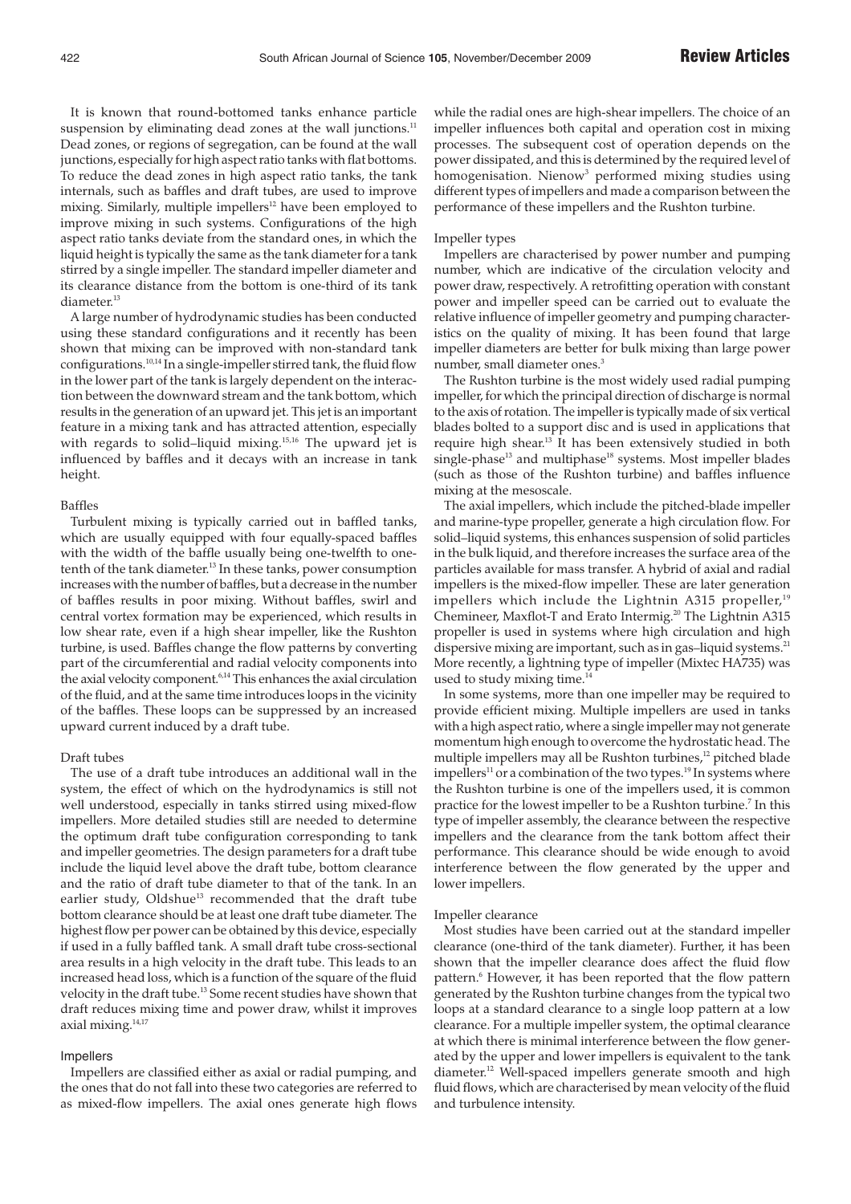It is known that round-bottomed tanks enhance particle suspension by eliminating dead zones at the wall junctions.[11] Dead zones, or regions of segregation, can be found at the wall junctions, especially for high aspect ratio tanks with flat bottoms. To reduce the dead zones in high aspect ratio tanks, the tank internals, such as baffles and draft tubes, are used to improve mixing. Similarly, multiple impellers[12] have been employed to improve mixing in such systems. Configurations of the high aspect ratio tanks deviate from the standard ones, in which the liquid height is typically the same as the tank diameter for a tank stirred by a single impeller. The standard impeller diameter and its clearance distance from the bottom is one-third of its tank diameter.[13]

A large number of hydrodynamic studies has been conducted using these standard configurations and it recently has been shown that mixing can be improved with non-standard tank configurations.[10,14] In a single-impeller stirred tank, the fluid flow in the lower part of the tank is largely dependent on the interaction between the downward stream and the tank bottom, which results in the generation of an upward jet. This jet is an important feature in a mixing tank and has attracted attention, especially with regards to solid–liquid mixing.[15,16] The upward jet is influenced by baffles and it decays with an increase in tank height.

### Baffles

Turbulent mixing is typically carried out in baffled tanks, which are usually equipped with four equally-spaced baffles with the width of the baffle usually being one-twelfth to one-tenth of the tank diameter.[13] In these tanks, power consumption increases with the number of baffles, but a decrease in the number of baffles results in poor mixing. Without baffles, swirl and central vortex formation may be experienced, which results in low shear rate, even if a high shear impeller, like the Rushton turbine, is used. Baffles change the flow patterns by converting part of the circumferential and radial velocity components into the axial velocity component.[6,14] This enhances the axial circulation of the fluid, and at the same time introduces loops in the vicinity of the baffles. These loops can be suppressed by an increased upward current induced by a draft tube.

### Draft tubes

The use of a draft tube introduces an additional wall in the system, the effect of which on the hydrodynamics is still not well understood, especially in tanks stirred using mixed-flow impellers. More detailed studies still are needed to determine the optimum draft tube configuration corresponding to tank and impeller geometries. The design parameters for a draft tube include the liquid level above the draft tube, bottom clearance and the ratio of draft tube diameter to that of the tank. In an earlier study, Oldshue[13] recommended that the draft tube bottom clearance should be at least one draft tube diameter. The highest flow per power can be obtained by this device, especially if used in a fully baffled tank. A small draft tube cross-sectional area results in a high velocity in the draft tube. This leads to an increased head loss, which is a function of the square of the fluid velocity in the draft tube.[13] Some recent studies have shown that draft reduces mixing time and power draw, whilst it improves axial mixing.[14,17]

## Impellers

Impellers are classified either as axial or radial pumping, and the ones that do not fall into these two categories are referred to as mixed-flow impellers. The axial ones generate high flows while the radial ones are high-shear impellers. The choice of an impeller influences both capital and operation cost in mixing processes. The subsequent cost of operation depends on the power dissipated, and this is determined by the required level of homogenisation. Nienow[3] performed mixing studies using different types of impellers and made a comparison between the performance of these impellers and the Rushton turbine.

### Impeller types

Impellers are characterised by power number and pumping number, which are indicative of the circulation velocity and power draw, respectively. A retrofitting operation with constant power and impeller speed can be carried out to evaluate the relative influence of impeller geometry and pumping characteristics on the quality of mixing. It has been found that large impeller diameters are better for bulk mixing than large power number, small diameter ones.[3]

The Rushton turbine is the most widely used radial pumping impeller, for which the principal direction of discharge is normal to the axis of rotation. The impeller is typically made of six vertical blades bolted to a support disc and is used in applications that require high shear.[13] It has been extensively studied in both single-phase[13] and multiphase[18] systems. Most impeller blades (such as those of the Rushton turbine) and baffles influence mixing at the mesoscale.

The axial impellers, which include the pitched-blade impeller and marine-type propeller, generate a high circulation flow. For solid–liquid systems, this enhances suspension of solid particles in the bulk liquid, and therefore increases the surface area of the particles available for mass transfer. A hybrid of axial and radial impellers is the mixed-flow impeller. These are later generation impellers which include the Lightnin A315 propeller,[19] Chemineer, Maxflot-T and Erato Intermig.[20] The Lightnin A315 propeller is used in systems where high circulation and high dispersive mixing are important, such as in gas–liquid systems.[21] More recently, a lightning type of impeller (Mixtec HA735) was used to study mixing time.[14]

In some systems, more than one impeller may be required to provide efficient mixing. Multiple impellers are used in tanks with a high aspect ratio, where a single impeller may not generate momentum high enough to overcome the hydrostatic head. The multiple impellers may all be Rushton turbines,[12] pitched blade impellers[11] or a combination of the two types.[19] In systems where the Rushton turbine is one of the impellers used, it is common practice for the lowest impeller to be a Rushton turbine.[7] In this type of impeller assembly, the clearance between the respective impellers and the clearance from the tank bottom affect their performance. This clearance should be wide enough to avoid interference between the flow generated by the upper and lower impellers.

### Impeller clearance

Most studies have been carried out at the standard impeller clearance (one-third of the tank diameter). Further, it has been shown that the impeller clearance does affect the fluid flow pattern.[6] However, it has been reported that the flow pattern generated by the Rushton turbine changes from the typical two loops at a standard clearance to a single loop pattern at a low clearance. For a multiple impeller system, the optimal clearance at which there is minimal interference between the flow generated by the upper and lower impellers is equivalent to the tank diameter.[12] Well-spaced impellers generate smooth and high fluid flows, which are characterised by mean velocity of the fluid and turbulence intensity.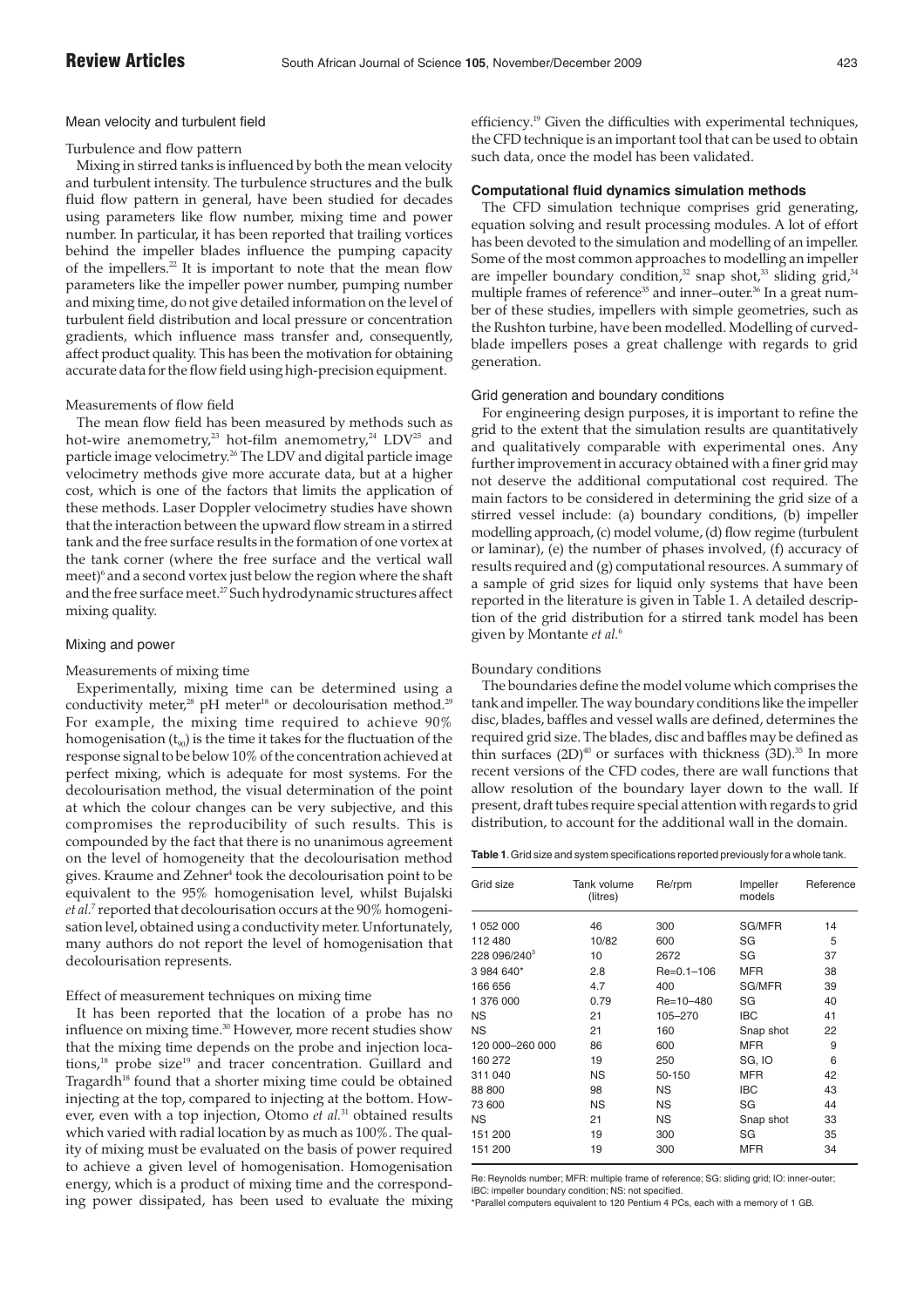### Mean velocity and turbulent field

#### Turbulence and flow pattern

Mixing in stirred tanks is influenced by both the mean velocity and turbulent intensity. The turbulence structures and the bulk fluid flow pattern in general, have been studied for decades using parameters like flow number, mixing time and power number. In particular, it has been reported that trailing vortices behind the impeller blades influence the pumping capacity of the impellers.[22] It is important to note that the mean flow parameters like the impeller power number, pumping number and mixing time, do not give detailed information on the level of turbulent field distribution and local pressure or concentration gradients, which influence mass transfer and, consequently, affect product quality. This has been the motivation for obtaining accurate data for the flow field using high-precision equipment.

#### Measurements of flow field

The mean flow field has been measured by methods such as hot-wire anemometry,[23] hot-film anemometry,[24] LDV[25] and particle image velocimetry.[26] The LDV and digital particle image velocimetry methods give more accurate data, but at a higher cost, which is one of the factors that limits the application of these methods. Laser Doppler velocimetry studies have shown that the interaction between the upward flow stream in a stirred tank and the free surface results in the formation of one vortex at the tank corner (where the free surface and the vertical wall meet)[6] and a second vortex just below the region where the shaft and the free surface meet.[27] Such hydrodynamic structures affect mixing quality.

### Mixing and power

#### Measurements of mixing time

Experimentally, mixing time can be determined using a conductivity meter,[28] pH meter[18] or decolourisation method.[29] For example, the mixing time required to achieve 90% homogenisation ($t_{90}$) is the time it takes for the fluctuation of the response signal to be below 10% of the concentration achieved at perfect mixing, which is adequate for most systems. For the decolourisation method, the visual determination of the point at which the colour changes can be very subjective, and this compromises the reproducibility of such results. This is compounded by the fact that there is no unanimous agreement on the level of homogeneity that the decolourisation method gives. Kraume and Zehner[4] took the decolourisation point to be equivalent to the 95% homogenisation level, whilst Bujalski *et al.*[7] reported that decolourisation occurs at the 90% homogenisation level, obtained using a conductivity meter. Unfortunately, many authors do not report the level of homogenisation that decolourisation represents.

#### Effect of measurement techniques on mixing time

It has been reported that the location of a probe has no influence on mixing time.[30] However, more recent studies show that the mixing time depends on the probe and injection locations,[18] probe size[19] and tracer concentration. Guillard and Tragardh[18] found that a shorter mixing time could be obtained injecting at the top, compared to injecting at the bottom. However, even with a top injection, Otomo *et al.*[31] obtained results which varied with radial location by as much as 100%. The quality of mixing must be evaluated on the basis of power required to achieve a given level of homogenisation. Homogenisation energy, which is a product of mixing time and the corresponding power dissipated, has been used to evaluate the mixing efficiency.[19] Given the difficulties with experimental techniques, the CFD technique is an important tool that can be used to obtain such data, once the model has been validated.

## Computational fluid dynamics simulation methods

The CFD simulation technique comprises grid generating, equation solving and result processing modules. A lot of effort has been devoted to the simulation and modelling of an impeller. Some of the most common approaches to modelling an impeller are impeller boundary condition,[32] snap shot,[33] sliding grid,[34] multiple frames of reference[35] and inner–outer.[36] In a great number of these studies, impellers with simple geometries, such as the Rushton turbine, have been modelled. Modelling of curved-blade impellers poses a great challenge with regards to grid generation.

### Grid generation and boundary conditions

For engineering design purposes, it is important to refine the grid to the extent that the simulation results are quantitatively and qualitatively comparable with experimental ones. Any further improvement in accuracy obtained with a finer grid may not deserve the additional computational cost required. The main factors to be considered in determining the grid size of a stirred vessel include: (a) boundary conditions, (b) impeller modelling approach, (c) model volume, (d) flow regime (turbulent or laminar), (e) the number of phases involved, (f) accuracy of results required and (g) computational resources. A summary of a sample of grid sizes for liquid only systems that have been reported in the literature is given in Table 1. A detailed description of the grid distribution for a stirred tank model has been given by Montante *et al.*[6]

#### Boundary conditions

The boundaries define the model volume which comprises the tank and impeller. The way boundary conditions like the impeller disc, blades, baffles and vessel walls are defined, determines the required grid size. The blades, disc and baffles may be defined as thin surfaces (2D)[40] or surfaces with thickness (3D).[35] In more recent versions of the CFD codes, there are wall functions that allow resolution of the boundary layer down to the wall. If present, draft tubes require special attention with regards to grid distribution, to account for the additional wall in the domain.

**Table 1**. Grid size and system specifications reported previously for a whole tank.

| Grid size | Tank volume (litres) | Re/rpm | Impeller models | Reference |
|---|---|---|---|---|
| 1 052 000 | 46 | 300 | SG/MFR | 14 |
| 112 480 | 10/82 | 600 | SG | 5 |
| 228 096/240[3] | 10 | 2672 | SG | 37 |
| 3 984 640* | 2.8 | Re=0.1–106 | MFR | 38 |
| 166 656 | 4.7 | 400 | SG/MFR | 39 |
| 1 376 000 | 0.79 | Re=10–480 | SG | 40 |
| NS | 21 | 105–270 | IBC | 41 |
| NS | 21 | 160 | Snap shot | 22 |
| 120 000–260 000 | 86 | 600 | MFR | 9 |
| 160 272 | 19 | 250 | SG, IO | 6 |
| 311 040 | NS | 50-150 | MFR | 42 |
| 88 800 | 98 | NS | IBC | 43 |
| 73 600 | NS | NS | SG | 44 |
| NS | 21 | NS | Snap shot | 33 |
| 151 200 | 19 | 300 | SG | 35 |
| 151 200 | 19 | 300 | MFR | 34 |

Re: Reynolds number; MFR: multiple frame of reference; SG: sliding grid; IO: inner-outer; IBC: impeller boundary condition; NS: not specified.
*Parallel computers equivalent to 120 Pentium 4 PCs, each with a memory of 1 GB.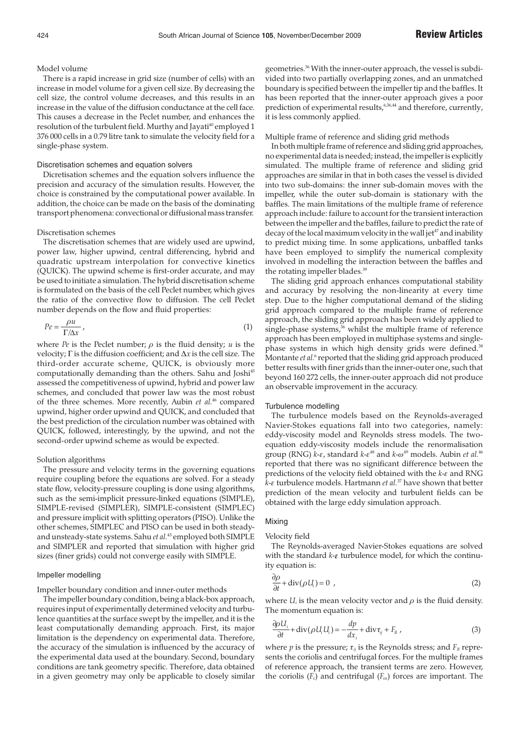### Model volume

There is a rapid increase in grid size (number of cells) with an increase in model volume for a given cell size. By decreasing the cell size, the control volume decreases, and this results in an increase in the value of the diffusion conductance at the cell face. This causes a decrease in the Peclet number, and enhances the resolution of the turbulent field. Murthy and Jayati[40] employed 1 376 000 cells in a 0.79 litre tank to simulate the velocity field for a single-phase system.

## Discretisation schemes and equation solvers

Dicretisation schemes and the equation solvers influence the precision and accuracy of the simulation results. However, the choice is constrained by the computational power available. In addition, the choice can be made on the basis of the dominating transport phenomena: convectional or diffusional mass transfer.

### Discretisation schemes

The discretisation schemes that are widely used are upwind, power law, higher upwind, central differencing, hybrid and quadratic upstream interpolation for convective kinetics (QUICK). The upwind scheme is first-order accurate, and may be used to initiate a simulation. The hybrid discretisation scheme is formulated on the basis of the cell Peclet number, which gives the ratio of the convective flow to diffusion. The cell Peclet number depends on the flow and fluid properties:

$$Pe = \frac{\rho u}{\Gamma/\Delta x}, \tag{1}$$

where $Pe$ is the Peclet number; $\rho$ is the fluid density; $u$ is the velocity; $\Gamma$ is the diffusion coefficient; and $\Delta x$ is the cell size. The third-order accurate scheme, QUICK, is obviously more computationally demanding than the others. Sahu and Joshi[45] assessed the competitiveness of upwind, hybrid and power law schemes, and concluded that power law was the most robust of the three schemes. More recently, Aubin *et al.*[46] compared upwind, higher order upwind and QUICK, and concluded that the best prediction of the circulation number was obtained with QUICK, followed, interestingly, by the upwind, and not the second-order upwind scheme as would be expected.

### Solution algorithms

The pressure and velocity terms in the governing equations require coupling before the equations are solved. For a steady state flow, velocity-pressure coupling is done using algorithms, such as the semi-implicit pressure-linked equations (SIMPLE), SIMPLE-revised (SIMPLER), SIMPLE-consistent (SIMPLEC) and pressure implicit with splitting operators (PISO). Unlike the other schemes, SIMPLEC and PISO can be used in both steady- and unsteady-state systems. Sahu *et al.*[43] employed both SIMPLE and SIMPLER and reported that simulation with higher grid sizes (finer grids) could not converge easily with SIMPLE.

## Impeller modelling

### Impeller boundary condition and inner-outer methods

The impeller boundary condition, being a black-box approach, requires input of experimentally determined velocity and turbulence quantities at the surface swept by the impeller, and it is the least computationally demanding approach. First, its major limitation is the dependency on experimental data. Therefore, the accuracy of the simulation is influenced by the accuracy of the experimental data used at the boundary. Second, boundary conditions are tank geometry specific. Therefore, data obtained in a given geometry may only be applicable to closely similar geometries.[36] With the inner-outer approach, the vessel is subdivided into two partially overlapping zones, and an unmatched boundary is specified between the impeller tip and the baffles. It has been reported that the inner-outer approach gives a poor prediction of experimental results,[6,36,44] and therefore, currently, it is less commonly applied.

### Multiple frame of reference and sliding grid methods

In both multiple frame of reference and sliding grid approaches, no experimental data is needed; instead, the impeller is explicitly simulated. The multiple frame of reference and sliding grid approaches are similar in that in both cases the vessel is divided into two sub-domains: the inner sub-domain moves with the impeller, while the outer sub-domain is stationary with the baffles. The main limitations of the multiple frame of reference approach include: failure to account for the transient interaction between the impeller and the baffles, failure to predict the rate of decay of the local maximum velocity in the wall jet[47] and inability to predict mixing time. In some applications, unbaffled tanks have been employed to simplify the numerical complexity involved in modelling the interaction between the baffles and the rotating impeller blades.[39]

The sliding grid approach enhances computational stability and accuracy by resolving the non-linearity at every time step. Due to the higher computational demand of the sliding grid approach compared to the multiple frame of reference approach, the sliding grid approach has been widely applied to single-phase systems,[36] whilst the multiple frame of reference approach has been employed in multiphase systems and single-phase systems in which high density grids were defined.[38] Montante *et al.*[6] reported that the sliding grid approach produced better results with finer grids than the inner-outer one, such that beyond 160 272 cells, the inner-outer approach did not produce an observable improvement in the accuracy.

## Turbulence modelling

The turbulence models based on the Reynolds-averaged Navier-Stokes equations fall into two categories, namely: eddy-viscosity model and Reynolds stress models. The two-equation eddy-viscosity models include the renormalisation group (RNG) $k$-$\varepsilon$, standard $k$-$\varepsilon$[48] and $k$-$\omega$[49] models. Aubin *et al.*[46] reported that there was no significant difference between the predictions of the velocity field obtained with the $k$-$\varepsilon$ and RNG $k$-$\varepsilon$ turbulence models. Hartmann *et al.*[37] have shown that better prediction of the mean velocity and turbulent fields can be obtained with the large eddy simulation approach.

## Mixing

### Velocity field

The Reynolds-averaged Navier-Stokes equations are solved with the standard $k$-$\varepsilon$ turbulence model, for which the continuity equation is:

$$\frac{\partial \rho}{\partial t} + \mathrm{div}(\rho U_i) = 0, \tag{2}$$

where $U_i$ is the mean velocity vector and $\rho$ is the fluid density. The momentum equation is:

$$\frac{\partial \rho U_i}{\partial t} + \mathrm{div}(\rho U_i U_i) = -\frac{dp}{dx_i} + \mathrm{div}\,\tau_{ij} + F_B, \tag{3}$$

where $p$ is the pressure; $\tau_{ij}$ is the Reynolds stress; and $F_B$ represents the coriolis and centrifugal forces. For the multiple frames of reference approach, the transient terms are zero. However, the coriolis ($F_c$) and centrifugal ($F_{ce}$) forces are important. The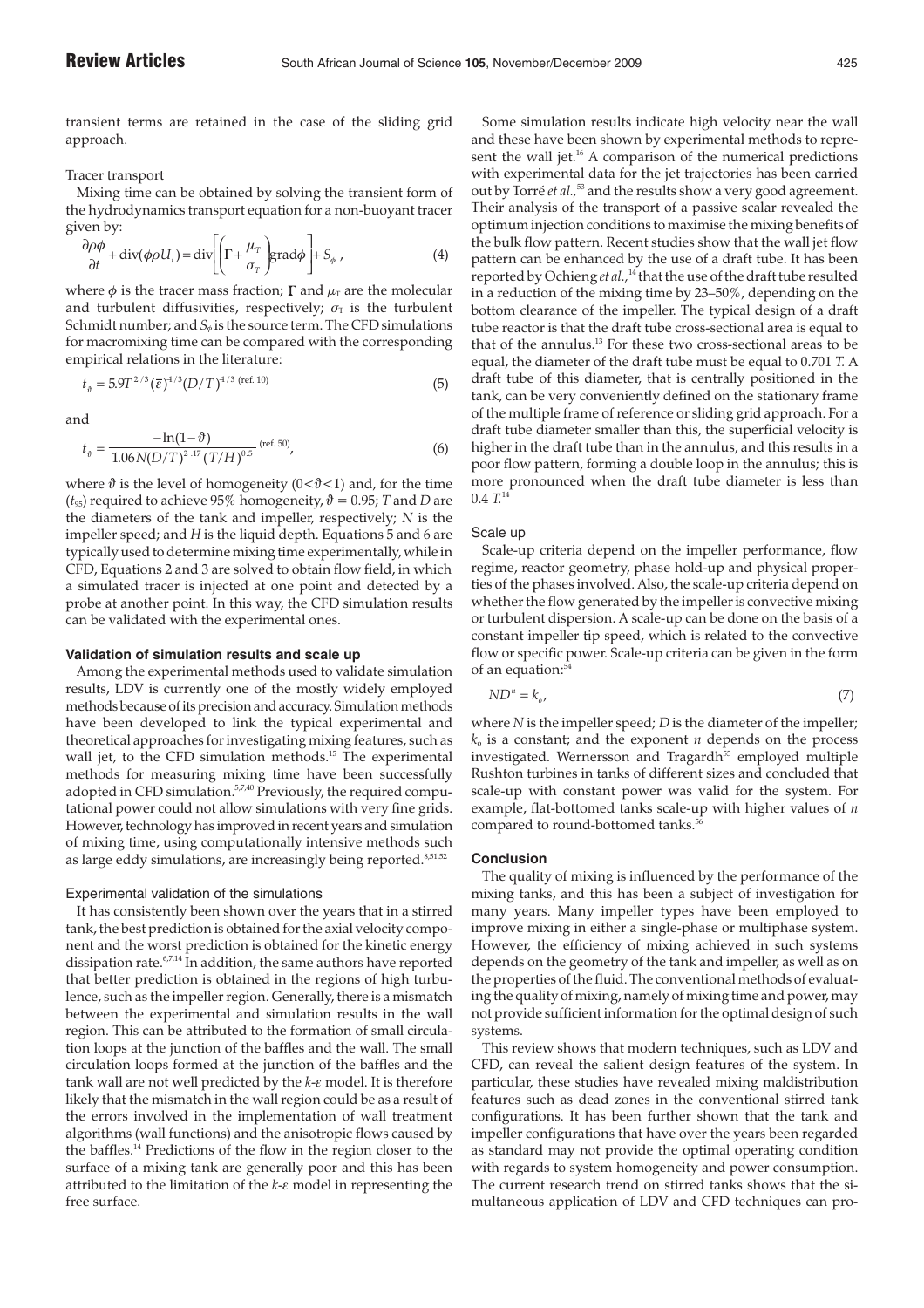transient terms are retained in the case of the sliding grid approach.

### Tracer transport

Mixing time can be obtained by solving the transient form of the hydrodynamics transport equation for a non-buoyant tracer given by:

$$\frac{\partial \rho\phi}{\partial t} + \text{div}(\phi\rho U_i) = \text{div}\left[\left(\Gamma + \frac{\mu_T}{\sigma_T}\right)\text{grad}\phi\right] + S_\phi \,, \tag{4}$$

where $\phi$ is the tracer mass fraction; $\Gamma$ and $\mu_T$ are the molecular and turbulent diffusivities, respectively; $\sigma_T$ is the turbulent Schmidt number; and $S_\phi$ is the source term. The CFD simulations for macromixing time can be compared with the corresponding empirical relations in the literature:

$$t_\vartheta = 5.9T^{2/3}(\bar{\varepsilon})^{-1/3}(D/T)^{-1/3} \text{ (ref. 10)} \tag{5}$$

and

$$t_\vartheta = \frac{-\ln(1-\vartheta)}{1.06N(D/T)^{2.17}(T/H)^{0.5}} \text{ (ref. 50)}, \tag{6}$$

where $\vartheta$ is the level of homogeneity ($0<\vartheta<1$) and, for the time ($t_{95}$) required to achieve 95% homogeneity, $\vartheta = 0.95$; $T$ and $D$ are the diameters of the tank and impeller, respectively; $N$ is the impeller speed; and $H$ is the liquid depth. Equations 5 and 6 are typically used to determine mixing time experimentally, while in CFD, Equations 2 and 3 are solved to obtain flow field, in which a simulated tracer is injected at one point and detected by a probe at another point. In this way, the CFD simulation results can be validated with the experimental ones.

## Validation of simulation results and scale up

Among the experimental methods used to validate simulation results, LDV is currently one of the mostly widely employed methods because of its precision and accuracy. Simulation methods have been developed to link the typical experimental and theoretical approaches for investigating mixing features, such as wall jet, to the CFD simulation methods.[15] The experimental methods for measuring mixing time have been successfully adopted in CFD simulation.[5,7,40] Previously, the required computational power could not allow simulations with very fine grids. However, technology has improved in recent years and simulation of mixing time, using computationally intensive methods such as large eddy simulations, are increasingly being reported.[8,51,52]

### Experimental validation of the simulations

It has consistently been shown over the years that in a stirred tank, the best prediction is obtained for the axial velocity component and the worst prediction is obtained for the kinetic energy dissipation rate.[6,7,14] In addition, the same authors have reported that better prediction is obtained in the regions of high turbulence, such as the impeller region. Generally, there is a mismatch between the experimental and simulation results in the wall region. This can be attributed to the formation of small circulation loops at the junction of the baffles and the wall. The small circulation loops formed at the junction of the baffles and the tank wall are not well predicted by the $k$-$\varepsilon$ model. It is therefore likely that the mismatch in the wall region could be as a result of the errors involved in the implementation of wall treatment algorithms (wall functions) and the anisotropic flows caused by the baffles.[14] Predictions of the flow in the region closer to the surface of a mixing tank are generally poor and this has been attributed to the limitation of the $k$-$\varepsilon$ model in representing the free surface.

Some simulation results indicate high velocity near the wall and these have been shown by experimental methods to represent the wall jet.[16] A comparison of the numerical predictions with experimental data for the jet trajectories has been carried out by Torré *et al.*,[53] and the results show a very good agreement. Their analysis of the transport of a passive scalar revealed the optimum injection conditions to maximise the mixing benefits of the bulk flow pattern. Recent studies show that the wall jet flow pattern can be enhanced by the use of a draft tube. It has been reported by Ochieng *et al.*,[14] that the use of the draft tube resulted in a reduction of the mixing time by 23–50%, depending on the bottom clearance of the impeller. The typical design of a draft tube reactor is that the draft tube cross-sectional area is equal to that of the annulus.[13] For these two cross-sectional areas to be equal, the diameter of the draft tube must be equal to 0.701 $T$. A draft tube of this diameter, that is centrally positioned in the tank, can be very conveniently defined on the stationary frame of the multiple frame of reference or sliding grid approach. For a draft tube diameter smaller than this, the superficial velocity is higher in the draft tube than in the annulus, and this results in a poor flow pattern, forming a double loop in the annulus; this is more pronounced when the draft tube diameter is less than 0.4 $T$.[14]

### Scale up

Scale-up criteria depend on the impeller performance, flow regime, reactor geometry, phase hold-up and physical properties of the phases involved. Also, the scale-up criteria depend on whether the flow generated by the impeller is convective mixing or turbulent dispersion. A scale-up can be done on the basis of a constant impeller tip speed, which is related to the convective flow or specific power. Scale-up criteria can be given in the form of an equation:[54]

$$ND^n = k_o, \tag{7}$$

where $N$ is the impeller speed; $D$ is the diameter of the impeller; $k_o$ is a constant; and the exponent $n$ depends on the process investigated. Wernersson and Tragardh[55] employed multiple Rushton turbines in tanks of different sizes and concluded that scale-up with constant power was valid for the system. For example, flat-bottomed tanks scale-up with higher values of $n$ compared to round-bottomed tanks.[56]

## Conclusion

The quality of mixing is influenced by the performance of the mixing tanks, and this has been a subject of investigation for many years. Many impeller types have been employed to improve mixing in either a single-phase or multiphase system. However, the efficiency of mixing achieved in such systems depends on the geometry of the tank and impeller, as well as on the properties of the fluid. The conventional methods of evaluating the quality of mixing, namely of mixing time and power, may not provide sufficient information for the optimal design of such systems.

This review shows that modern techniques, such as LDV and CFD, can reveal the salient design features of the system. In particular, these studies have revealed mixing maldistribution features such as dead zones in the conventional stirred tank configurations. It has been further shown that the tank and impeller configurations that have over the years been regarded as standard may not provide the optimal operating condition with regards to system homogeneity and power consumption. The current research trend on stirred tanks shows that the simultaneous application of LDV and CFD techniques can pro-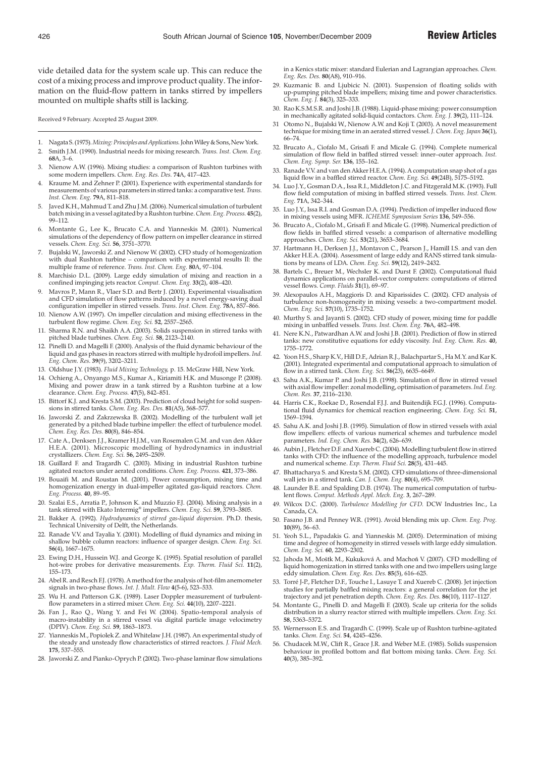vide detailed data for the system scale up. This can reduce the cost of a mixing process and improve product quality. The information on the fluid-flow pattern in tanks stirred by impellers mounted on multiple shafts still is lacking.

Received 9 February. Accepted 25 August 2009.

1. Nagata S. (1975). *Mixing: Principles and Applications.* John Wiley & Sons, New York.
2. Smith J.M. (1990). Industrial needs for mixing research. *Trans. Inst. Chem. Eng.* **68**A, 3–6.
3. Nienow A.W. (1996). Mixing studies: a comparison of Rushton turbines with some modern impellers. *Chem. Eng. Res. Des.* **74**A, 417–423.
4. Kraume M. and Zehner P. (2001). Experience with experimental standards for measurements of various parameters in stirred tanks: a comparative test. *Trans. Inst. Chem. Eng.* **79**A, 811–818.
5. Javed K.H., Mahmud T. and Zhu J.M. (2006). Numerical simulation of turbulent batch mixing in a vessel agitated by a Rushton turbine. *Chem. Eng. Process.* **45**(2), 99–112.
6. Montante G., Lee K., Brucato C.A. and Yianneskis M. (2001). Numerical simulations of the dependency of flow pattern on impeller clearance in stirred vessels. *Chem. Eng. Sci.* **56**, 3751–3770.
7. Bujalski W., Jaworski Z. and Nienow W. (2002). CFD study of homogenization with dual Rushton turbine – comparison with experimental results II: the multiple frame of reference. *Trans. Inst. Chem. Eng.* **80**A, 97–104.
8. Marchisio D.L. (2009). Large eddy simulation of mixing and reaction in a confined impinging jets reactor. *Comput. Chem. Eng.* **33**(2), 408–420.
9. Mavros P., Mann R., Vlaer S.D. and Bertr J. (2001). Experimental visualisation and CFD simulation of flow patterns induced by a novel energy-saving dual configuration impeller in stirred vessels. *Trans. Inst. Chem. Eng.* **78**A, 857–866.
10. Nienow A.W. (1997). On impeller circulation and mixing effectiveness in the turbulent flow regime. *Chem. Eng. Sci.* **52**, 2557–2565.
11. Sharma R.N. and Shaikh A.A. (2003). Solids suspension in stirred tanks with pitched blade turbines. *Chem. Eng. Sci.* **58**, 2123–2140.
12. Pinelli D. and Magelli F. (2000). Analysis of the fluid dynamic behaviour of the liquid and gas phases in reactors stirred with multiple hydrofoil impellers. *Ind. Eng. Chem. Res.* **39**(9), 3202–3211.
13. Oldshue J.Y. (1983). *Fluid Mixing Technology,* p. 15. McGraw Hill, New York.
14. Ochieng A., Onyango M.S., Kumar A., Kiriamiti H.K. and Musonge P. (2008). Mixing and power draw in a tank stirred by a Rushton turbine at a low clearance. *Chem. Eng. Process.* **47**(5), 842–851.
15. Bittorf K.J. and Kresta S.M. (2003). Prediction of cloud height for solid suspensions in stirred tanks. *Chem. Eng. Res. Des.* **81**(A5), 568–577.
16. Jaworski Z. and Zakrzewska B. (2002). Modelling of the turbulent wall jet generated by a pitched blade turbine impeller: the effect of turbulence model. *Chem. Eng. Res. Des.* **80**(8), 846–854.
17. Cate A., Denksen J.J., Kramer H.J.M., van Rosemalen G.M. and van den Akker H.E.A. (2001). Microscopic modelling of hydrodynamics in industrial crystallizers. *Chem. Eng. Sci.* **56**, 2495–2509.
18. Guillard F. and Tragardh C. (2003). Mixing in industrial Rushton turbine agitated reactors under aerated conditions. *Chem. Eng. Process.* **421**, 373–386.
19. Bouaifi M. and Roustan M. (2001). Power consumption, mixing time and homogenization energy in dual-impeller agitated gas-liquid reactors. *Chem. Eng. Process.* **40**, 89–95.
20. Szalai E.S., Arratia P., Johnson K. and Muzzio F.J. (2004). Mixing analysis in a tank stirred with Ekato Intermig® impellers. *Chem. Eng. Sci.* **59**, 3793–3805.
21. Bakker A. (1992). *Hydrodynamics of stirred gas-liquid dispersion*. Ph.D. thesis, Technical University of Delft, the Netherlands.
22. Ranade V.V. and Tayalia Y. (2001). Modelling of fluid dynamics and mixing in shallow bubble column reactors: influence of sparger design. *Chem. Eng. Sci.* **56**(4), 1667–1675.
23. Ewing D.H., Hussein W.J. and George K. (1995). Spatial resolution of parallel hot-wire probes for derivative measurements. *Exp. Therm. Fluid Sci.* **11**(2), 155–173.
24. Abel R. and Resch F.J. (1978). A method for the analysis of hot-film anemometer signals in two-phase flows. *Int. J. Mult. Flow* **4**(5-6), 523–533.
25. Wu H. and Patterson G.K. (1989). Laser Doppler measurement of turbulent-flow parameters in a stirred mixer. *Chem. Eng. Sci.* **44**(10), 2207–2221.
26. Fan J., Rao Q., Wang Y. and Fei W. (2004). Spatio-temporal analysis of macro-instability in a stirred vessel via digital particle image velocimetry (DPIV). *Chem. Eng. Sci.* **59**, 1863–1873.
27. Yianneskis M., Popiolek Z. and Whitelaw J.H. (1987). An experimental study of the steady and unsteady flow characteristics of stirred reactors. *J. Fluid Mech.* **175**, 537–555.
28. Jaworski Z. and Pianko-Oprych P. (2002). Two-phase laminar flow simulations in a Kenics static mixer: standard Eulerian and Lagrangian approaches. *Chem. Eng. Res. Des.* **80**(A8), 910–916.
29. Kuzmanic B. and Ljubicic N. (2001). Suspension of floating solids with up-pumping pitched blade impellers; mixing time and power characteristics. *Chem. Eng. J.* **84**(3), 325–333.
30. Rao K.S.M.S.R. and Joshi J.B. (1988). Liquid-phase mixing: power consumption in mechanically agitated solid-liquid contactors. *Chem. Eng. J.* **39**(2), 111–124.
31. Otomo N., Bujalski W., Nienow A.W. and Koji T. (2003). A novel measurement technique for mixing time in an aerated stirred vessel. *J. Chem. Eng. Japan* **36**(1), 66–74.
32. Brucato A., Ciofalo M., Grisafi F. and Micale G. (1994). Complete numerical simulation of flow field in baffled stirred vessel: inner–outer approach. *Inst. Chem. Eng. Symp. Ser.* **136**, 155–162.
33. Ranade V.V. and van den Akker H.E.A. (1994). A computation snap shot of a gas liquid flow in a baffled stirred reactor. *Chem. Eng. Sci.* **49**(24B), 5175–5192.
34. Luo J.Y., Gosman D.A., Issa R.I., Middleton J.C. and Fitzgerald M.K. (1993). Full flow field computation of mixing in baffled stirred vessels. *Trans. Inst. Chem. Eng.* **71**A, 342–344.
35. Luo J.Y., Issa R.I. and Gosman D.A. (1994). Prediction of impeller induced flow in mixing vessels using MFR. *ICHEME Symposium Series* **136**, 549–556.
36. Brucato A., Ciofalo M., Grisafi F. and Micale G. (1998). Numerical prediction of flow fields in baffled stirred vessels: a comparison of alternative modelling approaches. *Chem. Eng. Sci.* **53**(21), 3653–3684.
37. Hartmann H., Derksen J.J., Montavon C., Pearson J., Hamill I.S. and van den Akker H.E.A. (2004). Assessment of large eddy and RANS stirred tank simulations by means of LDA. *Chem. Eng. Sci.* **59**(12), 2419–2432.
38. Bartels C., Breuer M., Wechsler K. and Durst F. (2002). Computational fluid dynamics applications on parallel-vector computers: computations of stirred vessel flows. *Comp. Fluids* **31**(1), 69–97.
39. Alexopaulos A.H., Maggioris D. and Kiparissides C. (2002). CFD analysis of turbulence non-homogeneity in mixing vessels: a two-compartment model. *Chem. Eng. Sci.* **57**(10), 1735–1752.
40. Murthy S. and Jayanti S. (2002). CFD study of power, mixing time for paddle mixing in unbaffled vessels. *Trans. Inst. Chem. Eng.* **76**A, 482–498.
41. Nere K.N., Patwardhan A.W. and Joshi J.B. (2001). Prediction of flow in stirred tanks: new constitutive equations for eddy viscosity. *Ind. Eng. Chem. Res.* **40**, 1755–1772.
42. Yoon H.S., Sharp K.V., Hill D.F., Adrian R.J., Balachpartar S., Ha M.Y. and Kar K. (2001). Integrated experimental and computational approach to simulation of flow in a stirred tank. *Chem. Eng. Sci.* **56**(23), 6635–6649.
43. Sahu A.K., Kumar P. and Joshi J.B. (1998). Simulation of flow in stirred vessel with axial flow impeller: zonal modelling, optimisation of parameters. *Ind. Eng. Chem. Res.* **37**, 2116–2130.
44. Harris C.K., Roekae D., Rosendal F.J.J. and Buitendijk F.G.J. (1996). Computational fluid dynamics for chemical reaction engineering. *Chem. Eng. Sci.* **51**, 1569–1594.
45. Sahu A.K. and Joshi J.B. (1995). Simulation of flow in stirred vessels with axial flow impellers: effects of various numerical schemes and turbulence model parameters. *Ind. Eng. Chem. Res.* **34**(2), 626–639.
46. Aubin J., Fletcher D.F. and Xuereb C. (2004). Modelling turbulent flow in stirred tanks with CFD: the influence of the modelling approach, turbulence model and numerical scheme. *Exp. Therm. Fluid Sci.* **28**(5), 431–445.
47. Bhattacharya S. and Kresta S.M. (2002). CFD simulations of three-dimensional wall jets in a stirred tank. *Can. J. Chem. Eng.* **80**(4), 695–709.
48. Launder B.E. and Spalding D.B. (1974). The numerical computation of turbulent flows. *Comput. Methods Appl. Mech. Eng.* **3**, 267–289.
49. Wilcox D.C. (2000). *Turbulence Modelling for CFD.* DCW Industries Inc., La Canada, CA.
50. Fasano J.B. and Penney W.R. (1991). Avoid blending mix up. *Chem. Eng. Prog.* **10**(89), 56–63.
51. Yeoh S.L., Papadakis G. and Yianneskis M. (2005). Determination of mixing time and degree of homogeneity in stirred vessels with large eddy simulation. *Chem. Eng. Sci.* **60**, 2293–2302.
52. Jahoda M., Moštk M., Kukuková A. and Machoň V. (2007). CFD modelling of liquid homogenization in stirred tanks with one and two impellers using large eddy simulation. *Chem. Eng. Res. Des.* **85**(5), 616–625.
53. Torré J-P., Fletcher D.F., Touche I., Lasuye T. and Xuereb C. (2008). Jet injection studies for partially baffled mixing reactors: a general correlation for the jet trajectory and jet penetration depth. *Chem. Eng. Res. Des.* **86**(10), 1117–1127.
54. Montante G., Pinelli D. and Magelli F. (2003). Scale up criteria for the solids distribution in a slurry reactor stirred with multiple impellers. *Chem. Eng. Sci.* **58**, 5363–5372.
55. Wernersson E.S. and Tragardh C. (1999). Scale up of Rushton turbine-agitated tanks. *Chem. Eng. Sci.* **54**, 4245–4256.
56. Chudacek M.W., Clift R., Grace J.R. and Weber M.E. (1985). Solids suspension behaviour in profiled bottom and flat bottom mixing tanks. *Chem. Eng. Sci.* **40**(3), 385–392.